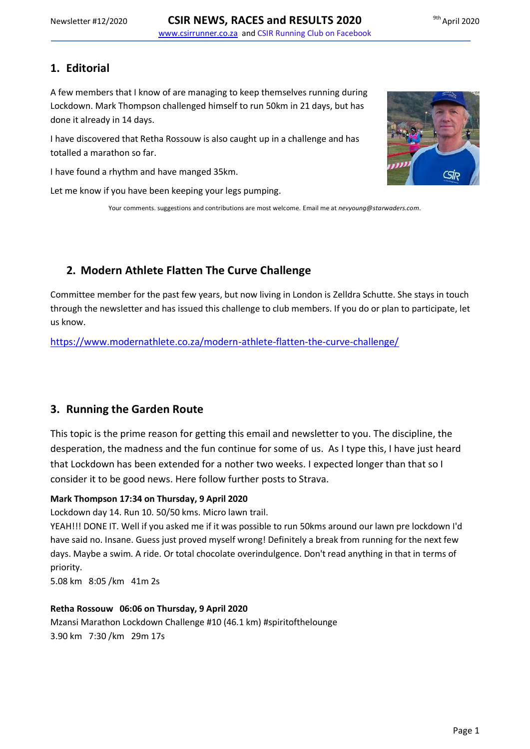## 1. Editorial

A few members that I know of are managing to keep themselves running during Lockdown. Mark Thompson challenged himself to run 50km in 21 days, but has done it already in 14 days.

I have discovered that Retha Rossouw is also caught up in a challenge and has totalled a marathon so far.

I have found a rhythm and have manged 35km.

Let me know if you have been keeping your legs pumping.

Your comments. suggestions and contributions are most welcome. Email me at *nevyoung@starwaders.com*.

## 2. Modern Athlete Flatten The Curve Challenge

Committee member for the past few years, but now living in London is Zelldra Schutte. She stays in touch through the newsletter and has issued this challenge to club members. If you do or plan to participate, let us know.

https://www.modernathlete.co.za/modern-athlete-flatten-the-curve-challenge/

## 3. Running the Garden Route

This topic is the prime reason for getting this email and newsletter to you. The discipline, the desperation, the madness and the fun continue for some of us. As I type this, I have just heard that Lockdown has been extended for a nother two weeks. I expected longer than that so I consider it to be good news. Here follow further posts to Strava.

**Mark Thompson 17:34 on Thursday, 9 April 2020**

Lockdown day 14. Run 10. 50/50 kms. Micro lawn trail.
YEAH!!! DONE IT. Well if you asked me if it was possible to run 50kms around our lawn pre lockdown I'd have said no. Insane. Guess just proved myself wrong! Definitely a break from running for the next few days. Maybe a swim. A ride. Or total chocolate overindulgence. Don't read anything in that in terms of priority.
5.08 km 8:05 /km 41m 2s

**Retha Rossouw 06:06 on Thursday, 9 April 2020**

Mzansi Marathon Lockdown Challenge #10 (46.1 km) #spiritofthelounge
3.90 km 7:30 /km 29m 17s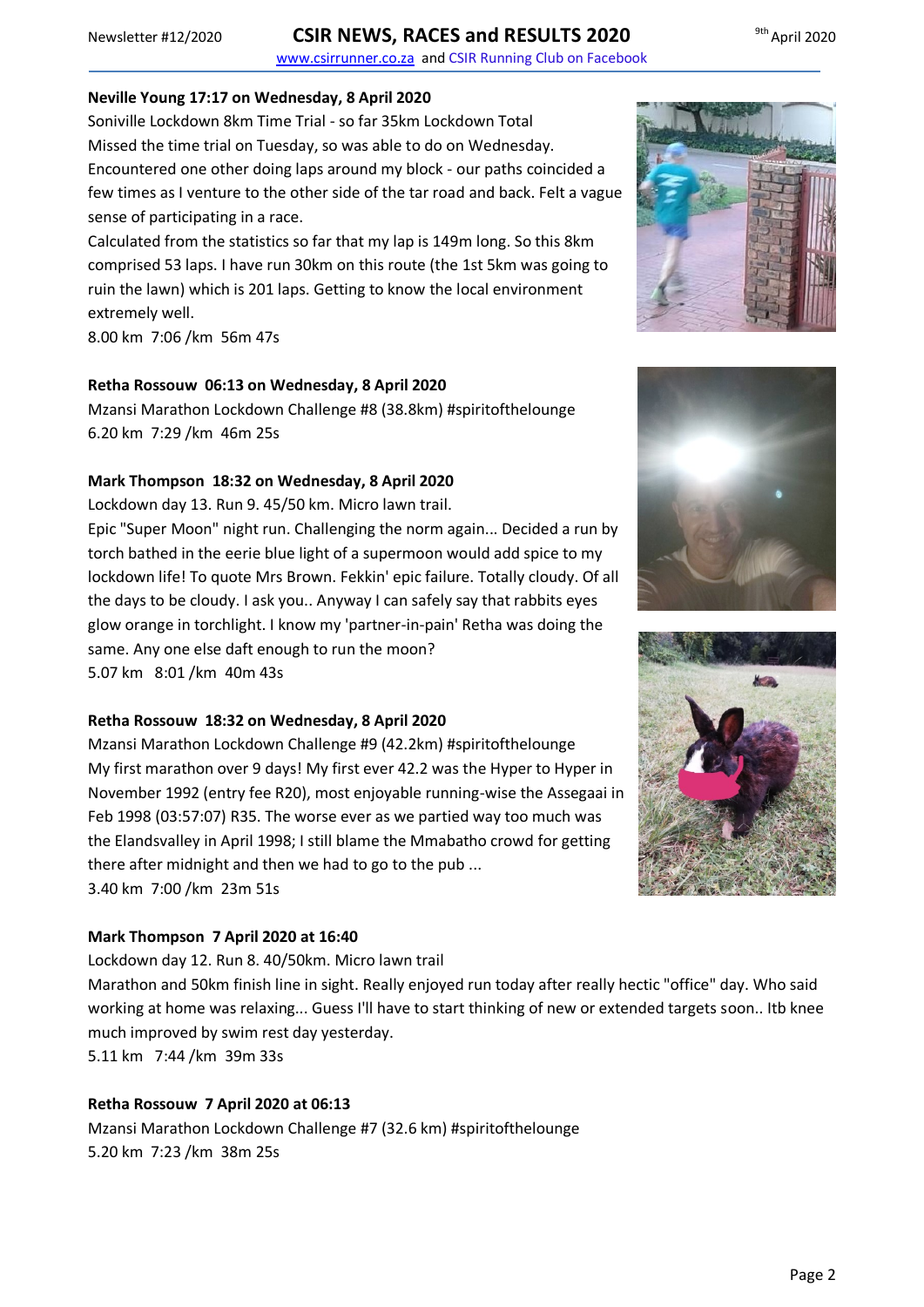**Neville Young 17:17 on Wednesday, 8 April 2020**

Soniville Lockdown 8km Time Trial - so far 35km Lockdown Total
Missed the time trial on Tuesday, so was able to do on Wednesday.
Encountered one other doing laps around my block - our paths coincided a few times as I venture to the other side of the tar road and back. Felt a vague sense of participating in a race.
Calculated from the statistics so far that my lap is 149m long. So this 8km comprised 53 laps. I have run 30km on this route (the 1st 5km was going to ruin the lawn) which is 201 laps. Getting to know the local environment extremely well.
8.00 km 7:06 /km 56m 47s

**Retha Rossouw 06:13 on Wednesday, 8 April 2020**

Mzansi Marathon Lockdown Challenge #8 (38.8km) #spiritofthelounge
6.20 km 7:29 /km 46m 25s

**Mark Thompson 18:32 on Wednesday, 8 April 2020**

Lockdown day 13. Run 9. 45/50 km. Micro lawn trail.
Epic "Super Moon" night run. Challenging the norm again... Decided a run by torch bathed in the eerie blue light of a supermoon would add spice to my lockdown life! To quote Mrs Brown. Fekkin' epic failure. Totally cloudy. Of all the days to be cloudy. I ask you.. Anyway I can safely say that rabbits eyes glow orange in torchlight. I know my 'partner-in-pain' Retha was doing the same. Any one else daft enough to run the moon?
5.07 km 8:01 /km 40m 43s

**Retha Rossouw 18:32 on Wednesday, 8 April 2020**

Mzansi Marathon Lockdown Challenge #9 (42.2km) #spiritofthelounge
My first marathon over 9 days! My first ever 42.2 was the Hyper to Hyper in November 1992 (entry fee R20), most enjoyable running-wise the Assegaai in Feb 1998 (03:57:07) R35. The worse ever as we partied way too much was the Elandsvalley in April 1998; I still blame the Mmabatho crowd for getting there after midnight and then we had to go to the pub ...
3.40 km 7:00 /km 23m 51s

**Mark Thompson 7 April 2020 at 16:40**

Lockdown day 12. Run 8. 40/50km. Micro lawn trail
Marathon and 50km finish line in sight. Really enjoyed run today after really hectic "office" day. Who said working at home was relaxing... Guess I'll have to start thinking of new or extended targets soon.. Itb knee much improved by swim rest day yesterday.
5.11 km 7:44 /km 39m 33s

**Retha Rossouw 7 April 2020 at 06:13**

Mzansi Marathon Lockdown Challenge #7 (32.6 km) #spiritofthelounge
5.20 km 7:23 /km 38m 25s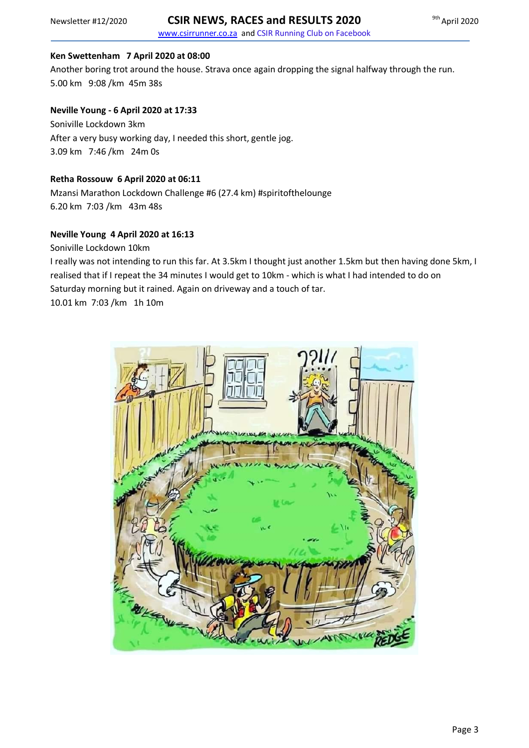**Ken Swettenham 7 April 2020 at 08:00**

Another boring trot around the house. Strava once again dropping the signal halfway through the run.
5.00 km 9:08 /km 45m 38s

**Neville Young - 6 April 2020 at 17:33**

Soniville Lockdown 3km
After a very busy working day, I needed this short, gentle jog.
3.09 km 7:46 /km 24m 0s

**Retha Rossouw 6 April 2020 at 06:11**

Mzansi Marathon Lockdown Challenge #6 (27.4 km) #spiritofthelounge
6.20 km 7:03 /km 43m 48s

**Neville Young 4 April 2020 at 16:13**

Soniville Lockdown 10km
I really was not intending to run this far. At 3.5km I thought just another 1.5km but then having done 5km, I realised that if I repeat the 34 minutes I would get to 10km - which is what I had intended to do on Saturday morning but it rained. Again on driveway and a touch of tar.
10.01 km 7:03 /km 1h 10m